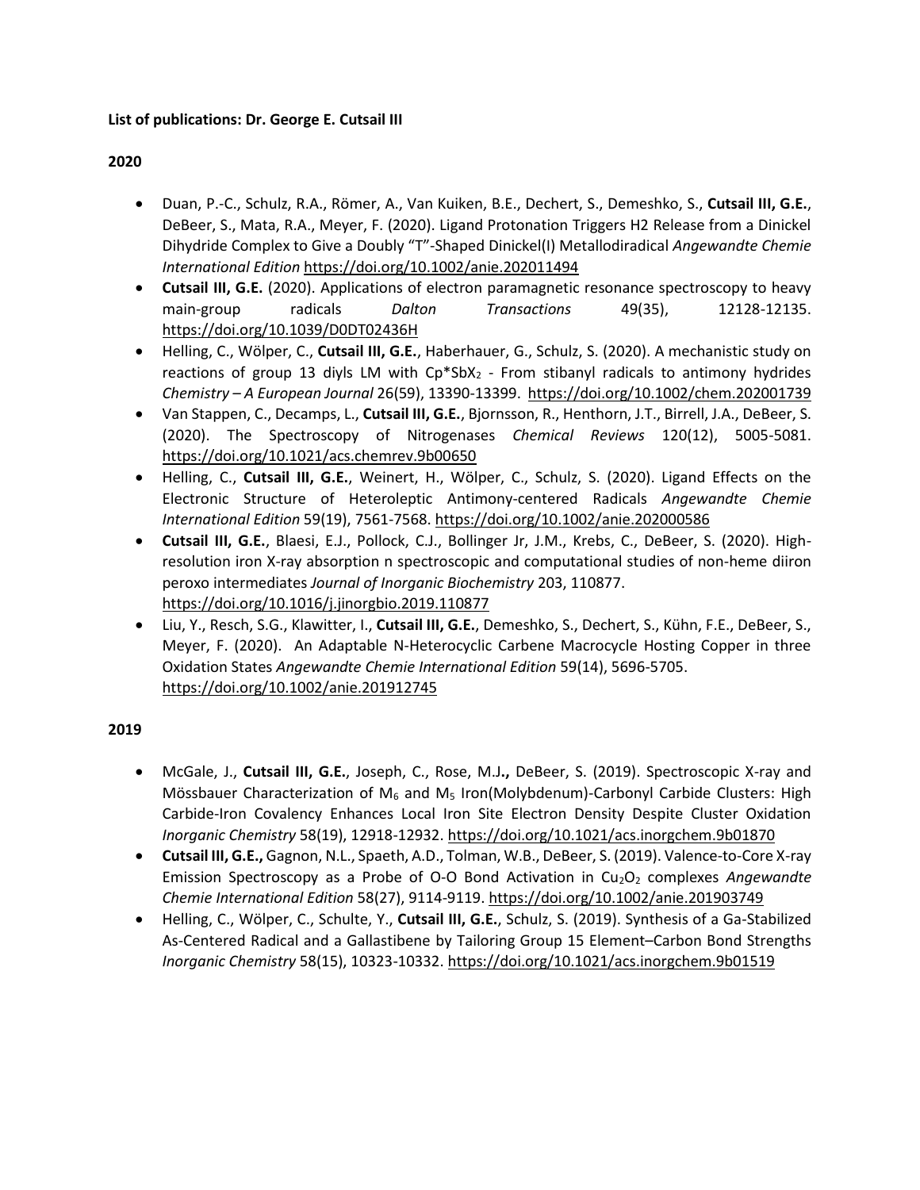**List of publications: Dr. George E. Cutsail III**

**2020**

- Duan, P.-C., Schulz, R.A., Römer, A., Van Kuiken, B.E., Dechert, S., Demeshko, S., **Cutsail III, G.E.**, DeBeer, S., Mata, R.A., Meyer, F. (2020). Ligand Protonation Triggers H2 Release from a Dinickel Dihydride Complex to Give a Doubly "T"-Shaped Dinickel(I) Metallodiradical *Angewandte Chemie International Edition* https://doi.org/10.1002/anie.202011494
- **Cutsail III, G.E.** (2020). Applications of electron paramagnetic resonance spectroscopy to heavy main-group radicals *Dalton Transactions* 49(35), 12128-12135. https://doi.org/10.1039/D0DT02436H
- Helling, C., Wölper, C., **Cutsail III, G.E.**, Haberhauer, G., Schulz, S. (2020). A mechanistic study on reactions of group 13 diyls LM with $Cp^*SbX_2$ - From stibanyl radicals to antimony hydrides *Chemistry – A European Journal* 26(59), 13390-13399. https://doi.org/10.1002/chem.202001739
- Van Stappen, C., Decamps, L., **Cutsail III, G.E.**, Bjornsson, R., Henthorn, J.T., Birrell, J.A., DeBeer, S. (2020). The Spectroscopy of Nitrogenases *Chemical Reviews* 120(12), 5005-5081. https://doi.org/10.1021/acs.chemrev.9b00650
- Helling, C., **Cutsail III, G.E.**, Weinert, H., Wölper, C., Schulz, S. (2020). Ligand Effects on the Electronic Structure of Heteroleptic Antimony-centered Radicals *Angewandte Chemie International Edition* 59(19), 7561-7568. https://doi.org/10.1002/anie.202000586
- **Cutsail III, G.E.**, Blaesi, E.J., Pollock, C.J., Bollinger Jr, J.M., Krebs, C., DeBeer, S. (2020). High-resolution iron X-ray absorption n spectroscopic and computational studies of non-heme diiron peroxo intermediates *Journal of Inorganic Biochemistry* 203, 110877. https://doi.org/10.1016/j.jinorgbio.2019.110877
- Liu, Y., Resch, S.G., Klawitter, I., **Cutsail III, G.E.**, Demeshko, S., Dechert, S., Kühn, F.E., DeBeer, S., Meyer, F. (2020). An Adaptable N-Heterocyclic Carbene Macrocycle Hosting Copper in three Oxidation States *Angewandte Chemie International Edition* 59(14), 5696-5705. https://doi.org/10.1002/anie.201912745

**2019**

- McGale, J., **Cutsail III, G.E.**, Joseph, C., Rose, M.J**.,** DeBeer, S. (2019). Spectroscopic X-ray and Mössbauer Characterization of $M_6$ and $M_5$ Iron(Molybdenum)-Carbonyl Carbide Clusters: High Carbide-Iron Covalency Enhances Local Iron Site Electron Density Despite Cluster Oxidation *Inorganic Chemistry* 58(19), 12918-12932. https://doi.org/10.1021/acs.inorgchem.9b01870
- **Cutsail III, G.E.,** Gagnon, N.L., Spaeth, A.D., Tolman, W.B., DeBeer, S. (2019). Valence-to-Core X-ray Emission Spectroscopy as a Probe of O-O Bond Activation in $Cu_2O_2$ complexes *Angewandte Chemie International Edition* 58(27), 9114-9119. https://doi.org/10.1002/anie.201903749
- Helling, C., Wölper, C., Schulte, Y., **Cutsail III, G.E.**, Schulz, S. (2019). Synthesis of a Ga-Stabilized As-Centered Radical and a Gallastibene by Tailoring Group 15 Element–Carbon Bond Strengths *Inorganic Chemistry* 58(15), 10323-10332. https://doi.org/10.1021/acs.inorgchem.9b01519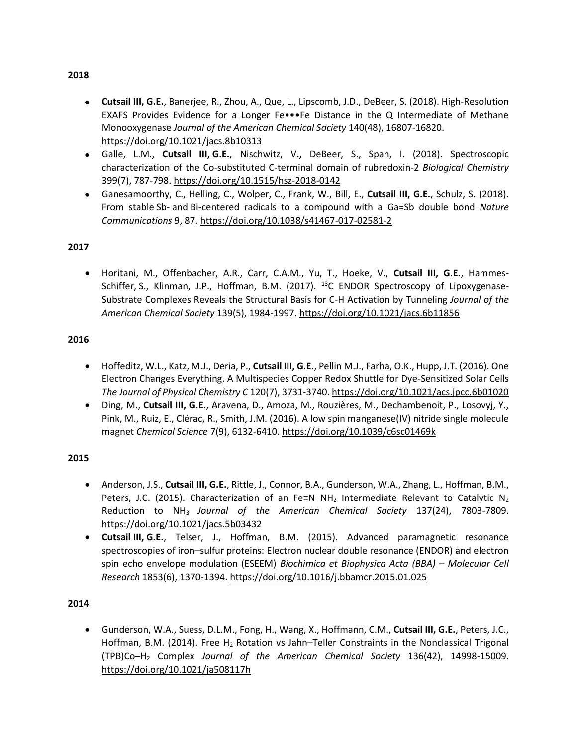**2018**

- **Cutsail III, G.E.**, Banerjee, R., Zhou, A., Que, L., Lipscomb, J.D., DeBeer, S. (2018). High-Resolution EXAFS Provides Evidence for a Longer Fe•••Fe Distance in the Q Intermediate of Methane Monooxygenase *Journal of the American Chemical Society* 140(48), 16807-16820. https://doi.org/10.1021/jacs.8b10313
- Galle, L.M., **Cutsail III, G.E.**, Nischwitz, V**.,** DeBeer, S., Span, I. (2018). Spectroscopic characterization of the Co-substituted C-terminal domain of rubredoxin-2 *Biological Chemistry* 399(7), 787-798. https://doi.org/10.1515/hsz-2018-0142
- Ganesamoorthy, C., Helling, C., Wolper, C., Frank, W., Bill, E., **Cutsail III, G.E.**, Schulz, S. (2018). From stable Sb- and Bi-centered radicals to a compound with a Ga=Sb double bond *Nature Communications* 9, 87. https://doi.org/10.1038/s41467-017-02581-2

**2017**

- Horitani, M., Offenbacher, A.R., Carr, C.A.M., Yu, T., Hoeke, V., **Cutsail III, G.E.**, Hammes-Schiffer, S., Klinman, J.P., Hoffman, B.M. (2017). $^{13}C$ ENDOR Spectroscopy of Lipoxygenase-Substrate Complexes Reveals the Structural Basis for C-H Activation by Tunneling *Journal of the American Chemical Society* 139(5), 1984-1997. https://doi.org/10.1021/jacs.6b11856

**2016**

- Hoffeditz, W.L., Katz, M.J., Deria, P., **Cutsail III, G.E.**, Pellin M.J., Farha, O.K., Hupp, J.T. (2016). One Electron Changes Everything. A Multispecies Copper Redox Shuttle for Dye-Sensitized Solar Cells *The Journal of Physical Chemistry C* 120(7), 3731-3740. https://doi.org/10.1021/acs.jpcc.6b01020
- Ding, M., **Cutsail III, G.E.**, Aravena, D., Amoza, M., Rouzières, M., Dechambenoit, P., Losovyj, Y., Pink, M., Ruiz, E., Clérac, R., Smith, J.M. (2016). A low spin manganese(IV) nitride single molecule magnet *Chemical Science* 7(9), 6132-6410. https://doi.org/10.1039/c6sc01469k

**2015**

- Anderson, J.S., **Cutsail III, G.E.**, Rittle, J., Connor, B.A., Gunderson, W.A., Zhang, L., Hoffman, B.M., Peters, J.C. (2015). Characterization of an $Fe{\equiv}N{-}NH_2$ Intermediate Relevant to Catalytic $N_2$ Reduction to $NH_3$ *Journal of the American Chemical Society* 137(24), 7803-7809. https://doi.org/10.1021/jacs.5b03432
- **Cutsail III, G.E.**, Telser, J., Hoffman, B.M. (2015). Advanced paramagnetic resonance spectroscopies of iron–sulfur proteins: Electron nuclear double resonance (ENDOR) and electron spin echo envelope modulation (ESEEM) *Biochimica et Biophysica Acta (BBA) – Molecular Cell Research* 1853(6), 1370-1394. https://doi.org/10.1016/j.bbamcr.2015.01.025

**2014**

- Gunderson, W.A., Suess, D.L.M., Fong, H., Wang, X., Hoffmann, C.M., **Cutsail III, G.E.**, Peters, J.C., Hoffman, B.M. (2014). Free $H_2$ Rotation vs Jahn–Teller Constraints in the Nonclassical Trigonal (TPB)Co–$H_2$ Complex *Journal of the American Chemical Society* 136(42), 14998-15009. https://doi.org/10.1021/ja508117h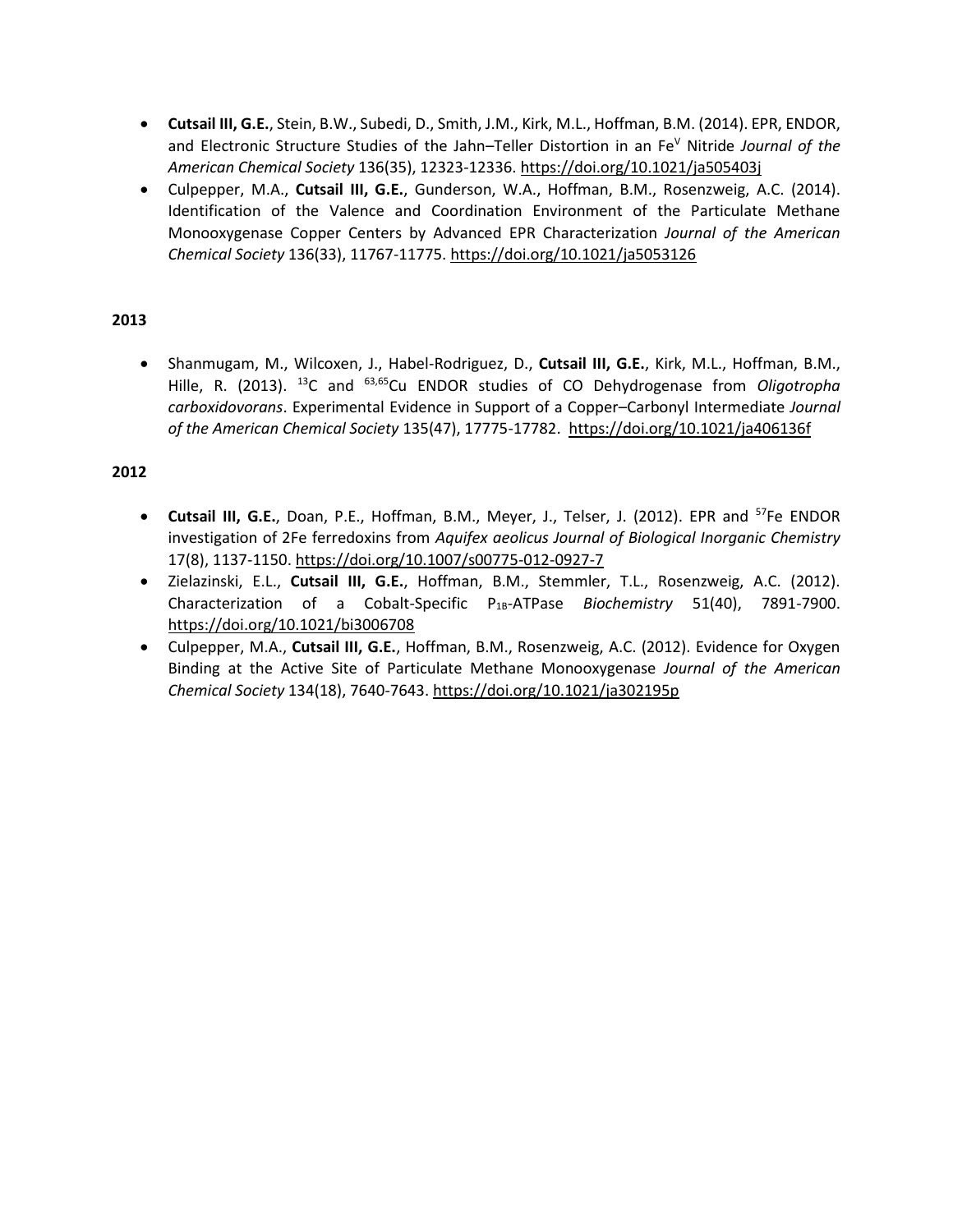- **Cutsail III, G.E.**, Stein, B.W., Subedi, D., Smith, J.M., Kirk, M.L., Hoffman, B.M. (2014). EPR, ENDOR, and Electronic Structure Studies of the Jahn–Teller Distortion in an $Fe^{V}$ Nitride *Journal of the American Chemical Society* 136(35), 12323-12336. https://doi.org/10.1021/ja505403j
- Culpepper, M.A., **Cutsail III, G.E.**, Gunderson, W.A., Hoffman, B.M., Rosenzweig, A.C. (2014). Identification of the Valence and Coordination Environment of the Particulate Methane Monooxygenase Copper Centers by Advanced EPR Characterization *Journal of the American Chemical Society* 136(33), 11767-11775. https://doi.org/10.1021/ja5053126

**2013**

- Shanmugam, M., Wilcoxen, J., Habel-Rodriguez, D., **Cutsail III, G.E.**, Kirk, M.L., Hoffman, B.M., Hille, R. (2013). $^{13}C$ and $^{63,65}Cu$ ENDOR studies of CO Dehydrogenase from *Oligotropha carboxidovorans*. Experimental Evidence in Support of a Copper–Carbonyl Intermediate *Journal of the American Chemical Society* 135(47), 17775-17782. https://doi.org/10.1021/ja406136f

**2012**

- **Cutsail III, G.E.**, Doan, P.E., Hoffman, B.M., Meyer, J., Telser, J. (2012). EPR and $^{57}Fe$ ENDOR investigation of 2Fe ferredoxins from *Aquifex aeolicus Journal of Biological Inorganic Chemistry* 17(8), 1137-1150. https://doi.org/10.1007/s00775-012-0927-7
- Zielazinski, E.L., **Cutsail III, G.E.**, Hoffman, B.M., Stemmler, T.L., Rosenzweig, A.C. (2012). Characterization of a Cobalt-Specific $P_{1B}$-ATPase *Biochemistry* 51(40), 7891-7900. https://doi.org/10.1021/bi3006708
- Culpepper, M.A., **Cutsail III, G.E.**, Hoffman, B.M., Rosenzweig, A.C. (2012). Evidence for Oxygen Binding at the Active Site of Particulate Methane Monooxygenase *Journal of the American Chemical Society* 134(18), 7640-7643. https://doi.org/10.1021/ja302195p